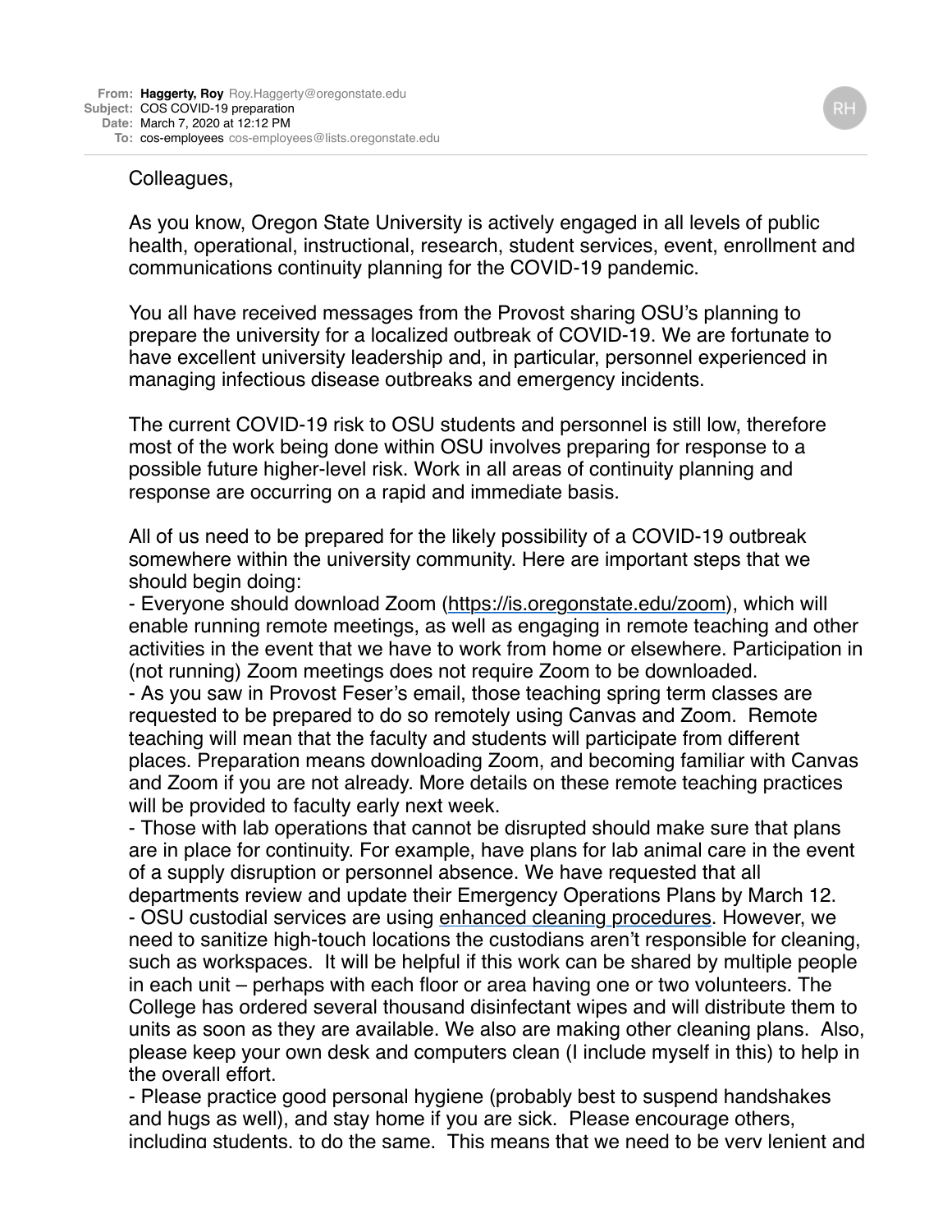**From:** **Haggerty, Roy** Roy.Haggerty@oregonstate.edu
**Subject:** COS COVID-19 preparation
**Date:** March 7, 2020 at 12:12 PM
**To:** cos-employees cos-employees@lists.oregonstate.edu

Colleagues,

As you know, Oregon State University is actively engaged in all levels of public health, operational, instructional, research, student services, event, enrollment and communications continuity planning for the COVID-19 pandemic.

You all have received messages from the Provost sharing OSU's planning to prepare the university for a localized outbreak of COVID-19. We are fortunate to have excellent university leadership and, in particular, personnel experienced in managing infectious disease outbreaks and emergency incidents.

The current COVID-19 risk to OSU students and personnel is still low, therefore most of the work being done within OSU involves preparing for response to a possible future higher-level risk. Work in all areas of continuity planning and response are occurring on a rapid and immediate basis.

All of us need to be prepared for the likely possibility of a COVID-19 outbreak somewhere within the university community. Here are important steps that we should begin doing:

- Everyone should download Zoom (https://is.oregonstate.edu/zoom), which will enable running remote meetings, as well as engaging in remote teaching and other activities in the event that we have to work from home or elsewhere. Participation in (not running) Zoom meetings does not require Zoom to be downloaded.
- As you saw in Provost Feser's email, those teaching spring term classes are requested to be prepared to do so remotely using Canvas and Zoom. Remote teaching will mean that the faculty and students will participate from different places. Preparation means downloading Zoom, and becoming familiar with Canvas and Zoom if you are not already. More details on these remote teaching practices will be provided to faculty early next week.
- Those with lab operations that cannot be disrupted should make sure that plans are in place for continuity. For example, have plans for lab animal care in the event of a supply disruption or personnel absence. We have requested that all departments review and update their Emergency Operations Plans by March 12.
- OSU custodial services are using enhanced cleaning procedures. However, we need to sanitize high-touch locations the custodians aren't responsible for cleaning, such as workspaces. It will be helpful if this work can be shared by multiple people in each unit – perhaps with each floor or area having one or two volunteers. The College has ordered several thousand disinfectant wipes and will distribute them to units as soon as they are available. We also are making other cleaning plans. Also, please keep your own desk and computers clean (I include myself in this) to help in the overall effort.
- Please practice good personal hygiene (probably best to suspend handshakes and hugs as well), and stay home if you are sick. Please encourage others, including students, to do the same. This means that we need to be very lenient and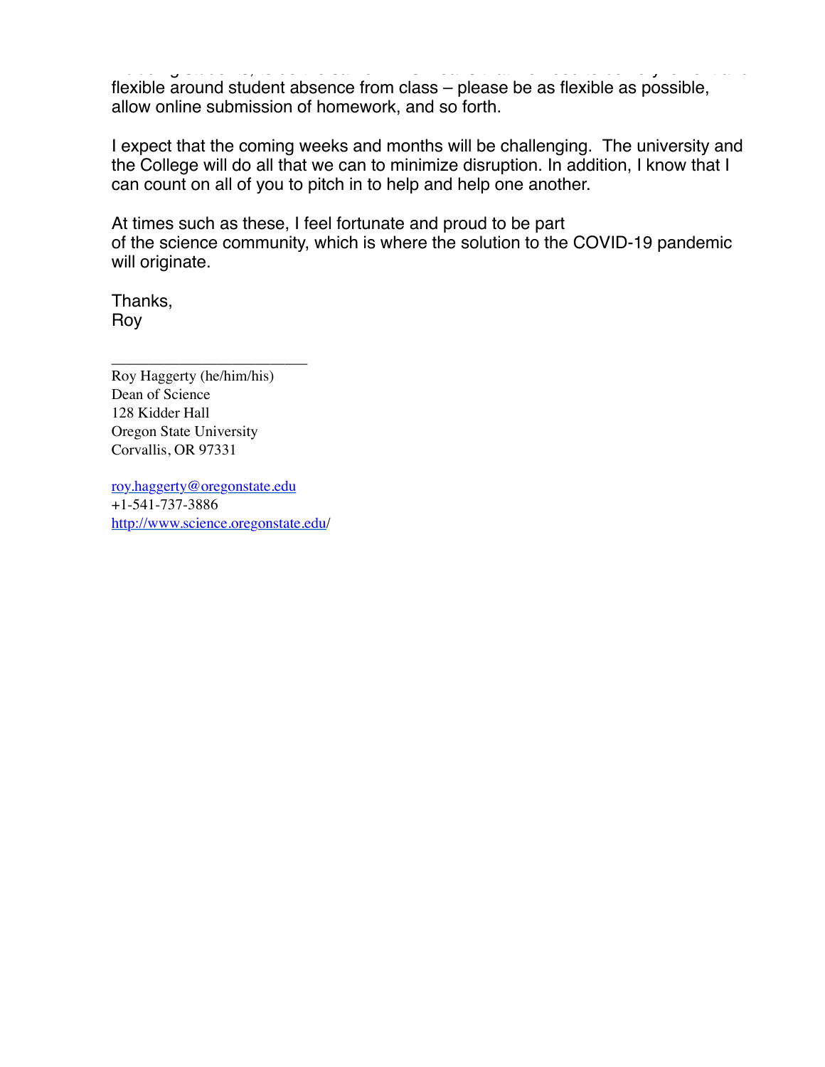flexible around student absence from class – please be as flexible as possible, allow online submission of homework, and so forth.

I expect that the coming weeks and months will be challenging. The university and the College will do all that we can to minimize disruption. In addition, I know that I can count on all of you to pitch in to help and help one another.

At times such as these, I feel fortunate and proud to be part of the science community, which is where the solution to the COVID-19 pandemic will originate.

Thanks,  
Roy

\_\_\_\_\_\_\_\_\_\_\_\_\_\_\_\_\_\_\_\_\_\_\_\_\_\_

Roy Haggerty (he/him/his)  
Dean of Science  
128 Kidder Hall  
Oregon State University  
Corvallis, OR 97331

roy.haggerty@oregonstate.edu  
+1-541-737-3886  
http://www.science.oregonstate.edu/